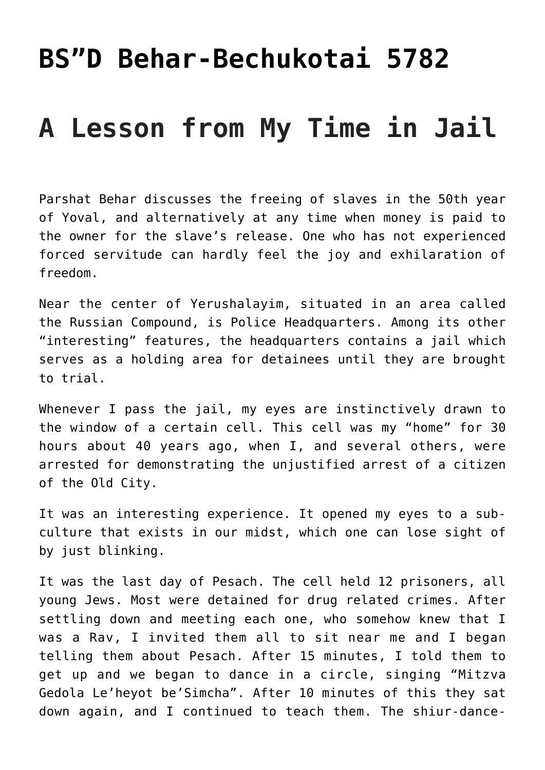# BS"D Behar-Bechukotai 5782

# A Lesson from My Time in Jail

Parshat Behar discusses the freeing of slaves in the 50th year of Yoval, and alternatively at any time when money is paid to the owner for the slave's release. One who has not experienced forced servitude can hardly feel the joy and exhilaration of freedom.

Near the center of Yerushalayim, situated in an area called the Russian Compound, is Police Headquarters. Among its other "interesting" features, the headquarters contains a jail which serves as a holding area for detainees until they are brought to trial.

Whenever I pass the jail, my eyes are instinctively drawn to the window of a certain cell. This cell was my "home" for 30 hours about 40 years ago, when I, and several others, were arrested for demonstrating the unjustified arrest of a citizen of the Old City.

It was an interesting experience. It opened my eyes to a sub-culture that exists in our midst, which one can lose sight of by just blinking.

It was the last day of Pesach. The cell held 12 prisoners, all young Jews. Most were detained for drug related crimes. After settling down and meeting each one, who somehow knew that I was a Rav, I invited them all to sit near me and I began telling them about Pesach. After 15 minutes, I told them to get up and we began to dance in a circle, singing "Mitzva Gedola Le'heyot be'Simcha". After 10 minutes of this they sat down again, and I continued to teach them. The shiur-dance-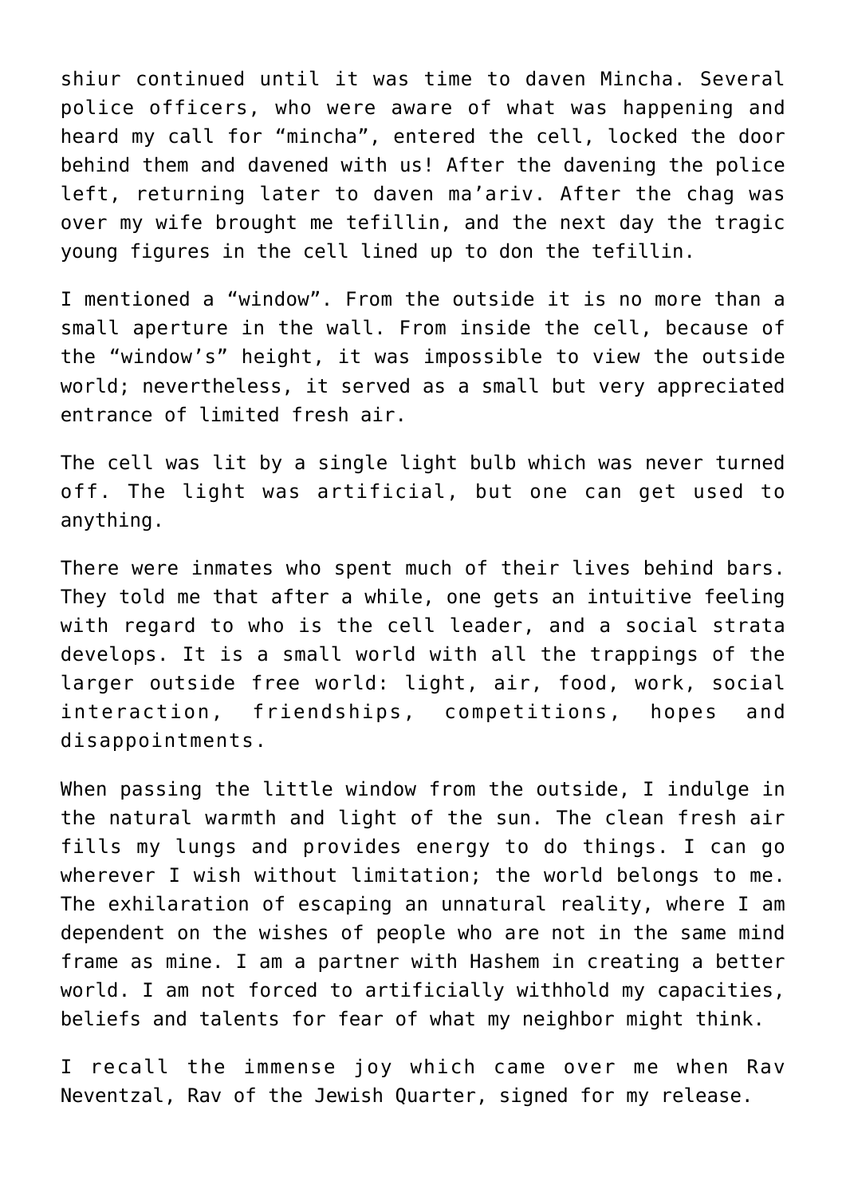shiur continued until it was time to daven Mincha. Several police officers, who were aware of what was happening and heard my call for "mincha", entered the cell, locked the door behind them and davened with us! After the davening the police left, returning later to daven ma'ariv. After the chag was over my wife brought me tefillin, and the next day the tragic young figures in the cell lined up to don the tefillin.

I mentioned a "window". From the outside it is no more than a small aperture in the wall. From inside the cell, because of the "window's" height, it was impossible to view the outside world; nevertheless, it served as a small but very appreciated entrance of limited fresh air.

The cell was lit by a single light bulb which was never turned off. The light was artificial, but one can get used to anything.

There were inmates who spent much of their lives behind bars. They told me that after a while, one gets an intuitive feeling with regard to who is the cell leader, and a social strata develops. It is a small world with all the trappings of the larger outside free world: light, air, food, work, social interaction, friendships, competitions, hopes and disappointments.

When passing the little window from the outside, I indulge in the natural warmth and light of the sun. The clean fresh air fills my lungs and provides energy to do things. I can go wherever I wish without limitation; the world belongs to me. The exhilaration of escaping an unnatural reality, where I am dependent on the wishes of people who are not in the same mind frame as mine. I am a partner with Hashem in creating a better world. I am not forced to artificially withhold my capacities, beliefs and talents for fear of what my neighbor might think.

I recall the immense joy which came over me when Rav Neventzal, Rav of the Jewish Quarter, signed for my release.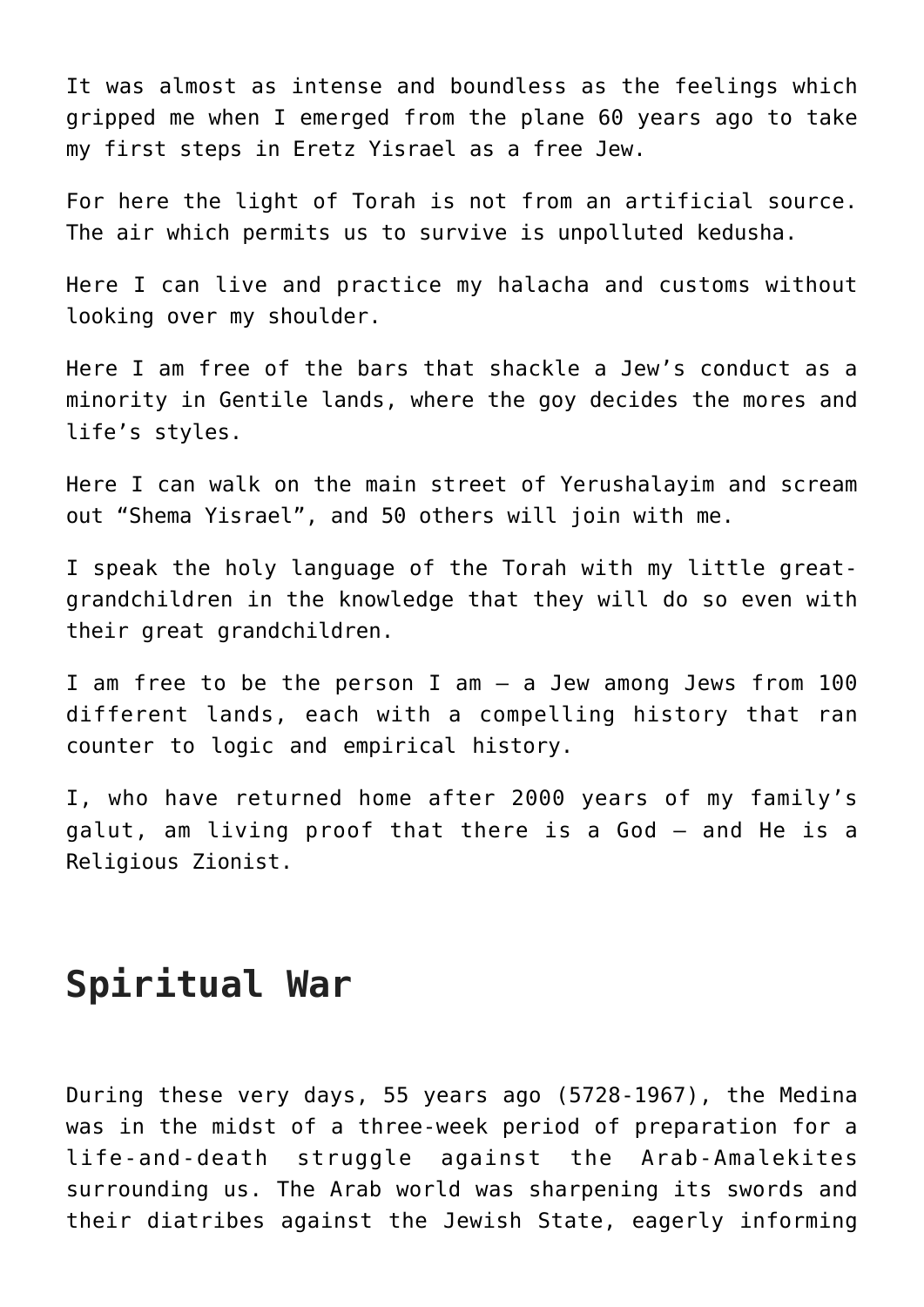It was almost as intense and boundless as the feelings which gripped me when I emerged from the plane 60 years ago to take my first steps in Eretz Yisrael as a free Jew.

For here the light of Torah is not from an artificial source. The air which permits us to survive is unpolluted kedusha.

Here I can live and practice my halacha and customs without looking over my shoulder.

Here I am free of the bars that shackle a Jew's conduct as a minority in Gentile lands, where the goy decides the mores and life's styles.

Here I can walk on the main street of Yerushalayim and scream out "Shema Yisrael", and 50 others will join with me.

I speak the holy language of the Torah with my little great-grandchildren in the knowledge that they will do so even with their great grandchildren.

I am free to be the person I am – a Jew among Jews from 100 different lands, each with a compelling history that ran counter to logic and empirical history.

I, who have returned home after 2000 years of my family's galut, am living proof that there is a God – and He is a Religious Zionist.

## Spiritual War

During these very days, 55 years ago (5728-1967), the Medina was in the midst of a three-week period of preparation for a life-and-death struggle against the Arab-Amalekites surrounding us. The Arab world was sharpening its swords and their diatribes against the Jewish State, eagerly informing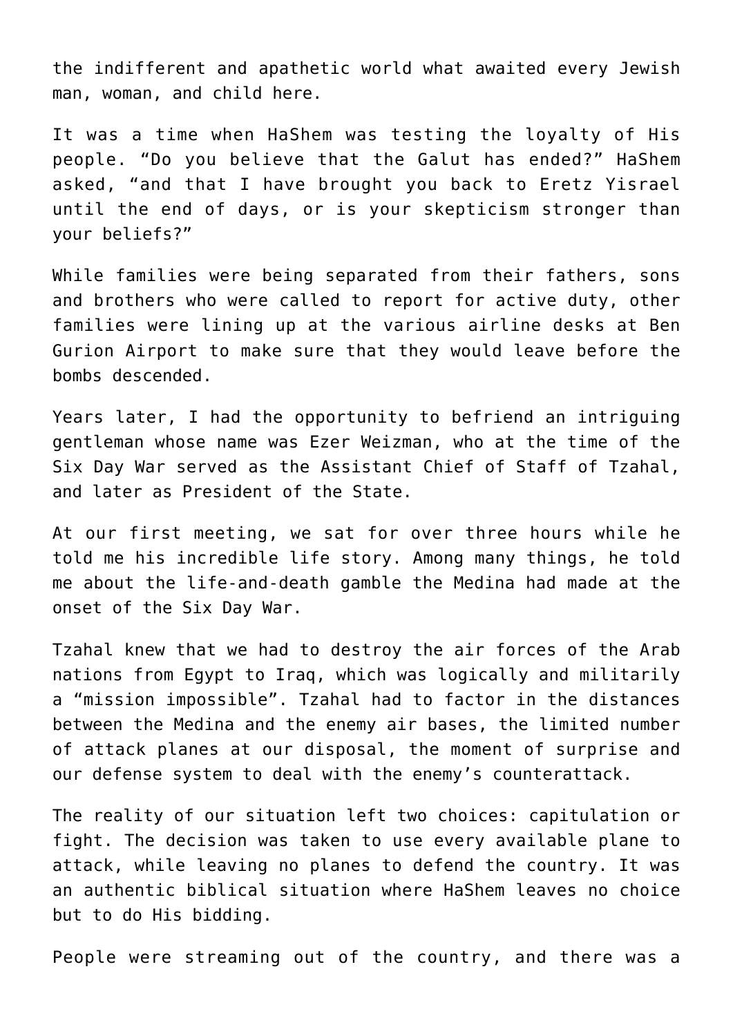the indifferent and apathetic world what awaited every Jewish man, woman, and child here.

It was a time when HaShem was testing the loyalty of His people. “Do you believe that the Galut has ended?” HaShem asked, “and that I have brought you back to Eretz Yisrael until the end of days, or is your skepticism stronger than your beliefs?”

While families were being separated from their fathers, sons and brothers who were called to report for active duty, other families were lining up at the various airline desks at Ben Gurion Airport to make sure that they would leave before the bombs descended.

Years later, I had the opportunity to befriend an intriguing gentleman whose name was Ezer Weizman, who at the time of the Six Day War served as the Assistant Chief of Staff of Tzahal, and later as President of the State.

At our first meeting, we sat for over three hours while he told me his incredible life story. Among many things, he told me about the life-and-death gamble the Medina had made at the onset of the Six Day War.

Tzahal knew that we had to destroy the air forces of the Arab nations from Egypt to Iraq, which was logically and militarily a “mission impossible”. Tzahal had to factor in the distances between the Medina and the enemy air bases, the limited number of attack planes at our disposal, the moment of surprise and our defense system to deal with the enemy’s counterattack.

The reality of our situation left two choices: capitulation or fight. The decision was taken to use every available plane to attack, while leaving no planes to defend the country. It was an authentic biblical situation where HaShem leaves no choice but to do His bidding.

People were streaming out of the country, and there was a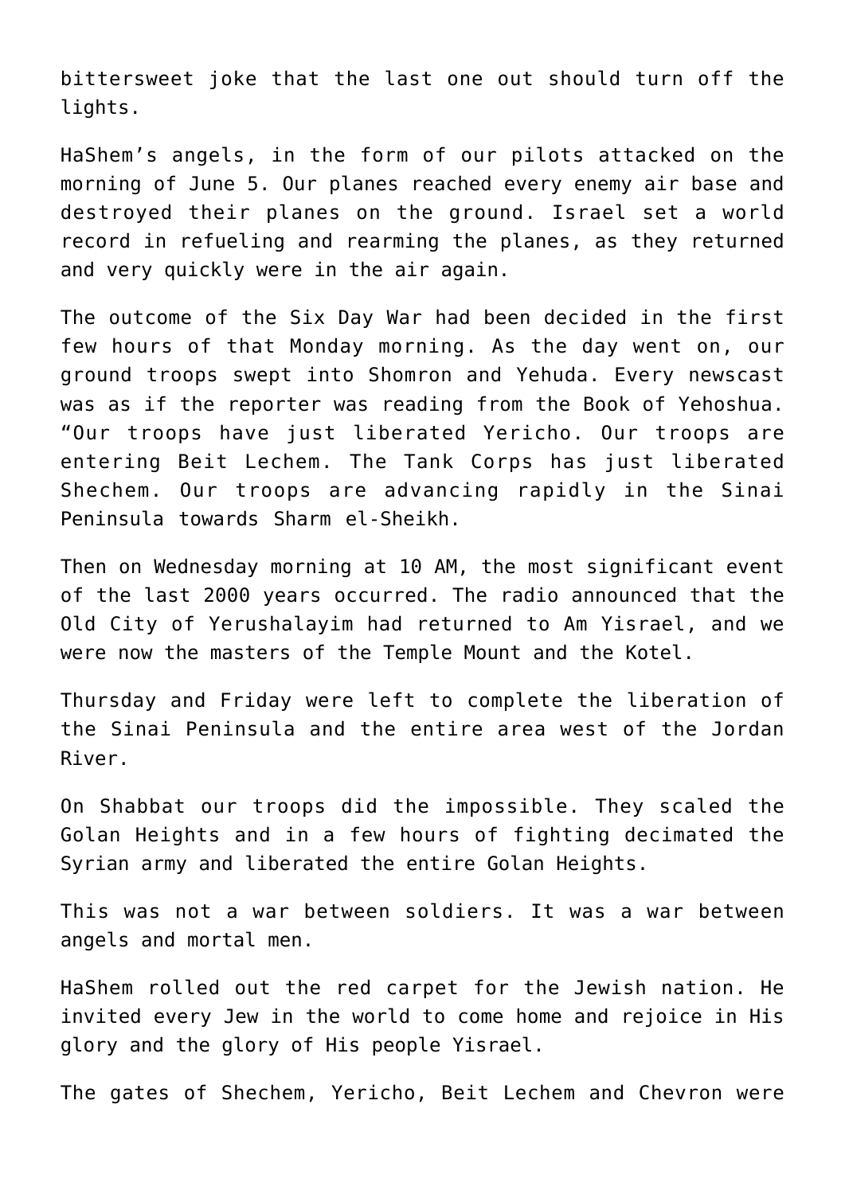bittersweet joke that the last one out should turn off the lights.

HaShem's angels, in the form of our pilots attacked on the morning of June 5. Our planes reached every enemy air base and destroyed their planes on the ground. Israel set a world record in refueling and rearming the planes, as they returned and very quickly were in the air again.

The outcome of the Six Day War had been decided in the first few hours of that Monday morning. As the day went on, our ground troops swept into Shomron and Yehuda. Every newscast was as if the reporter was reading from the Book of Yehoshua. "Our troops have just liberated Yericho. Our troops are entering Beit Lechem. The Tank Corps has just liberated Shechem. Our troops are advancing rapidly in the Sinai Peninsula towards Sharm el-Sheikh.

Then on Wednesday morning at 10 AM, the most significant event of the last 2000 years occurred. The radio announced that the Old City of Yerushalayim had returned to Am Yisrael, and we were now the masters of the Temple Mount and the Kotel.

Thursday and Friday were left to complete the liberation of the Sinai Peninsula and the entire area west of the Jordan River.

On Shabbat our troops did the impossible. They scaled the Golan Heights and in a few hours of fighting decimated the Syrian army and liberated the entire Golan Heights.

This was not a war between soldiers. It was a war between angels and mortal men.

HaShem rolled out the red carpet for the Jewish nation. He invited every Jew in the world to come home and rejoice in His glory and the glory of His people Yisrael.

The gates of Shechem, Yericho, Beit Lechem and Chevron were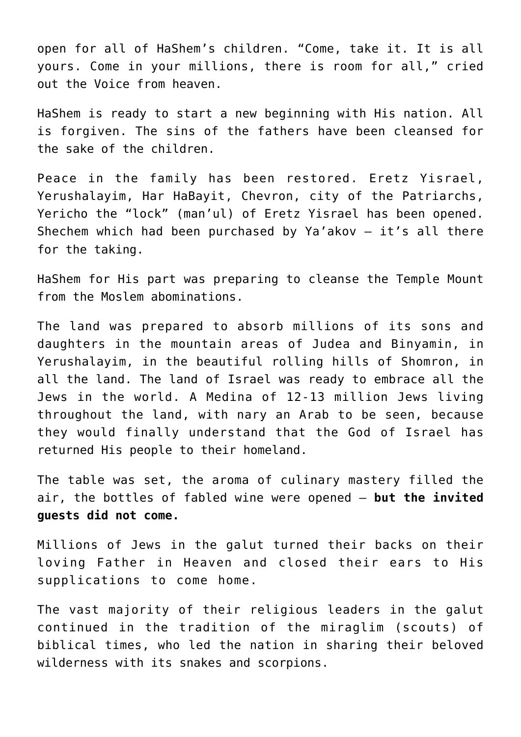open for all of HaShem's children. "Come, take it. It is all yours. Come in your millions, there is room for all," cried out the Voice from heaven.

HaShem is ready to start a new beginning with His nation. All is forgiven. The sins of the fathers have been cleansed for the sake of the children.

Peace in the family has been restored. Eretz Yisrael, Yerushalayim, Har HaBayit, Chevron, city of the Patriarchs, Yericho the "lock" (man'ul) of Eretz Yisrael has been opened. Shechem which had been purchased by Ya'akov – it's all there for the taking.

HaShem for His part was preparing to cleanse the Temple Mount from the Moslem abominations.

The land was prepared to absorb millions of its sons and daughters in the mountain areas of Judea and Binyamin, in Yerushalayim, in the beautiful rolling hills of Shomron, in all the land. The land of Israel was ready to embrace all the Jews in the world. A Medina of 12-13 million Jews living throughout the land, with nary an Arab to be seen, because they would finally understand that the God of Israel has returned His people to their homeland.

The table was set, the aroma of culinary mastery filled the air, the bottles of fabled wine were opened – **but the invited guests did not come.**

Millions of Jews in the galut turned their backs on their loving Father in Heaven and closed their ears to His supplications to come home.

The vast majority of their religious leaders in the galut continued in the tradition of the miraglim (scouts) of biblical times, who led the nation in sharing their beloved wilderness with its snakes and scorpions.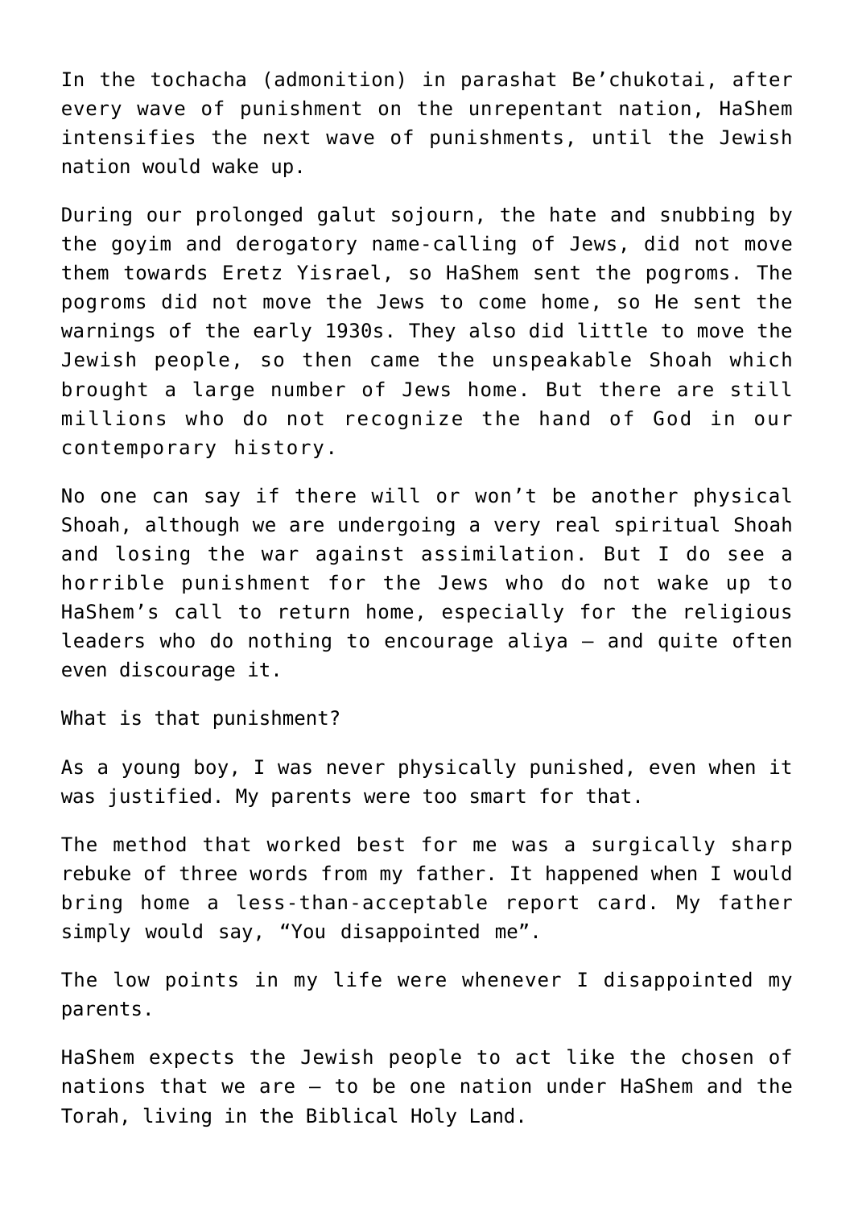In the tochacha (admonition) in parashat Be'chukotai, after every wave of punishment on the unrepentant nation, HaShem intensifies the next wave of punishments, until the Jewish nation would wake up.

During our prolonged galut sojourn, the hate and snubbing by the goyim and derogatory name-calling of Jews, did not move them towards Eretz Yisrael, so HaShem sent the pogroms. The pogroms did not move the Jews to come home, so He sent the warnings of the early 1930s. They also did little to move the Jewish people, so then came the unspeakable Shoah which brought a large number of Jews home. But there are still millions who do not recognize the hand of God in our contemporary history.

No one can say if there will or won't be another physical Shoah, although we are undergoing a very real spiritual Shoah and losing the war against assimilation. But I do see a horrible punishment for the Jews who do not wake up to HaShem's call to return home, especially for the religious leaders who do nothing to encourage aliya – and quite often even discourage it.

What is that punishment?

As a young boy, I was never physically punished, even when it was justified. My parents were too smart for that.

The method that worked best for me was a surgically sharp rebuke of three words from my father. It happened when I would bring home a less-than-acceptable report card. My father simply would say, "You disappointed me".

The low points in my life were whenever I disappointed my parents.

HaShem expects the Jewish people to act like the chosen of nations that we are – to be one nation under HaShem and the Torah, living in the Biblical Holy Land.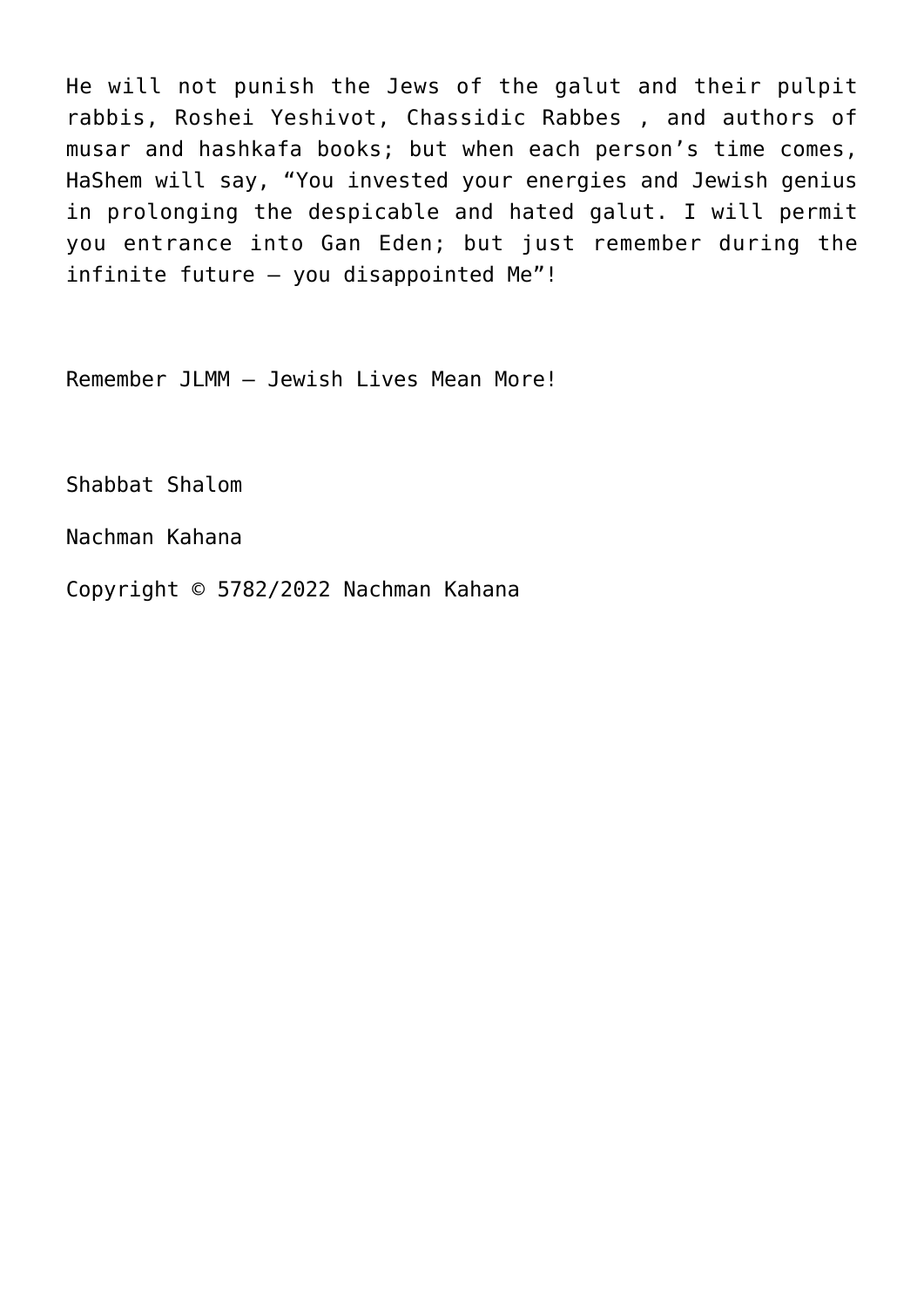He will not punish the Jews of the galut and their pulpit rabbis, Roshei Yeshivot, Chassidic Rabbes , and authors of musar and hashkafa books; but when each person's time comes, HaShem will say, "You invested your energies and Jewish genius in prolonging the despicable and hated galut. I will permit you entrance into Gan Eden; but just remember during the infinite future – you disappointed Me"!

Remember JLMM – Jewish Lives Mean More!

Shabbat Shalom

Nachman Kahana

Copyright © 5782/2022 Nachman Kahana